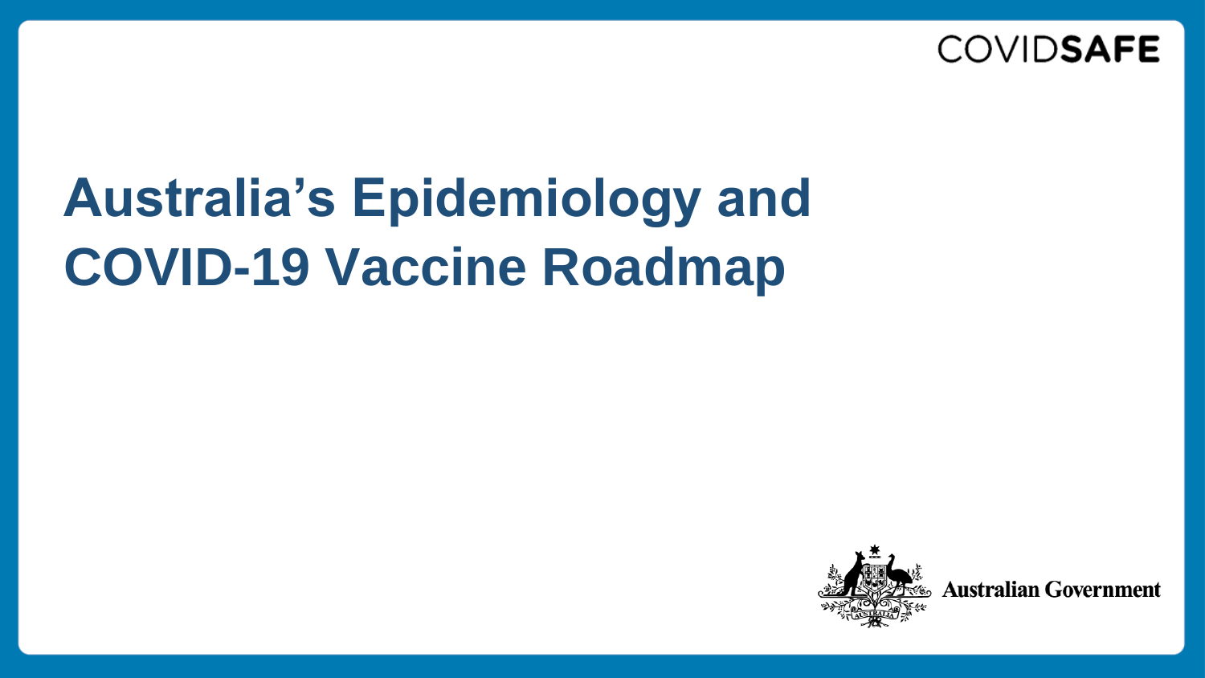COVIDSAFE

# Australia's Epidemiology and COVID-19 Vaccine Roadmap

Australian Government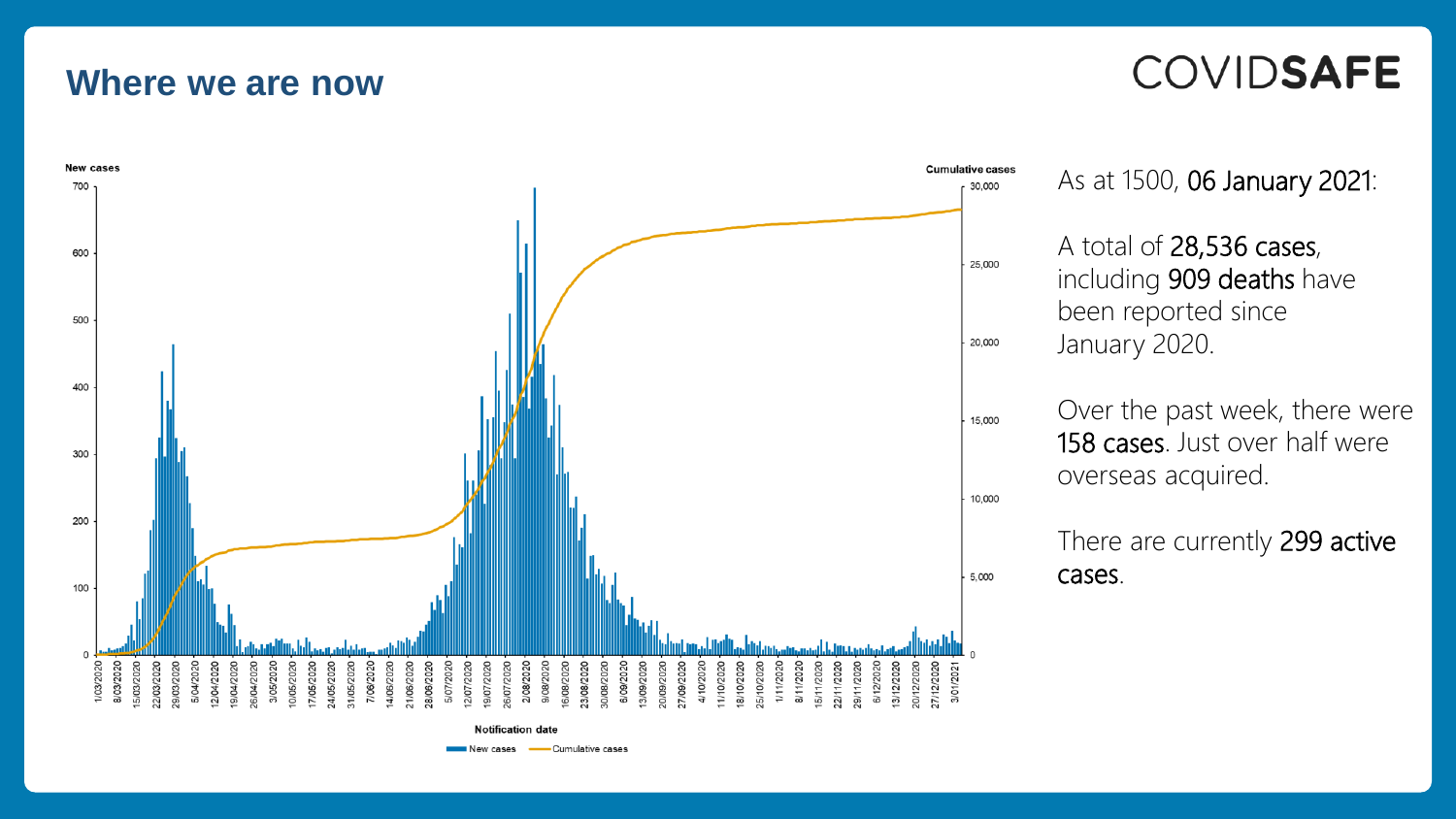# Where we are now

COVIDSAFE

As at 1500, 06 January 2021:

A total of 28,536 cases, including 909 deaths have been reported since January 2020.

Over the past week, there were 158 cases. Just over half were overseas acquired.

There are currently 299 active cases.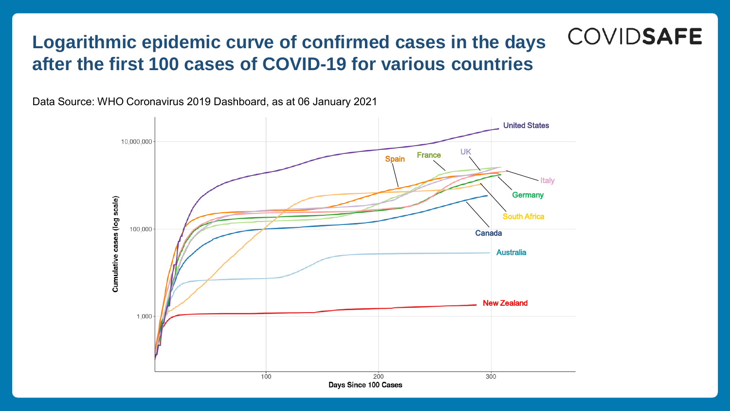# Logarithmic epidemic curve of confirmed cases in the days after the first 100 cases of COVID-19 for various countries

COVIDSAFE

Data Source: WHO Coronavirus 2019 Dashboard, as at 06 January 2021

Cumulative cases (log scale)

10,000,000

100,000

1,000

Days Since 100 Cases

100

200

300

United States

Spain

France

UK

Italy

Germany

South Africa

Canada

Australia

New Zealand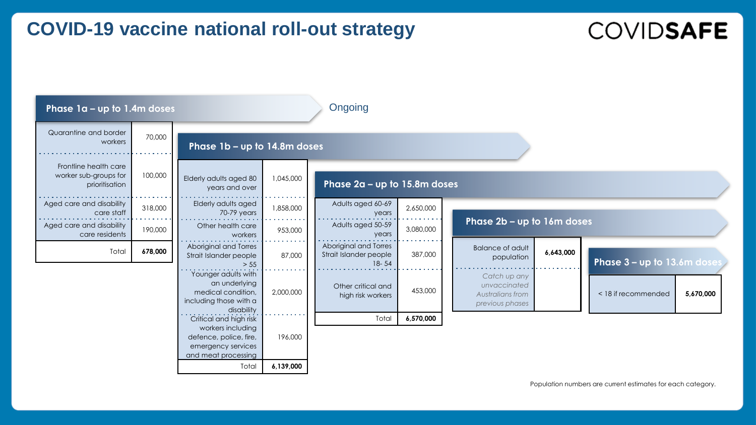# COVID-19 vaccine national roll-out strategy

COVIDSAFE

Ongoing

## Phase 1a – up to 1.4m doses

| Category | Population |
| --- | --- |
| Quarantine and border workers | 70,000 |
| Frontline health care worker sub-groups for prioritisation | 100,000 |
| Aged care and disability care staff | 318,000 |
| Aged care and disability care residents | 190,000 |
| Total | **678,000** |

## Phase 1b – up to 14.8m doses

| Category | Population |
| --- | --- |
| Elderly adults aged 80 years and over | 1,045,000 |
| Elderly adults aged 70-79 years | 1,858,000 |
| Other health care workers | 953,000 |
| Aboriginal and Torres Strait Islander people > 55 | 87,000 |
| Younger adults with an underlying medical condition, including those with a disability | 2,000,000 |
| Critical and high risk workers including defence, police, fire, emergency services and meat processing | 196,000 |
| Total | **6,139,000** |

## Phase 2a – up to 15.8m doses

| Category | Population |
| --- | --- |
| Adults aged 60-69 years | 2,650,000 |
| Adults aged 50-59 years | 3,080,000 |
| Aboriginal and Torres Strait Islander people 18- 54 | 387,000 |
| Other critical and high risk workers | 453,000 |
| Total | **6,570,000** |

## Phase 2b – up to 16m doses

| Category | Population |
| --- | --- |
| Balance of adult population | **6,643,000** |
| *Catch up any unvaccinated Australians from previous phases* | |

## Phase 3 – up to 13.6m doses

| Category | Population |
| --- | --- |
| < 18 if recommended | **5,670,000** |

Population numbers are current estimates for each category.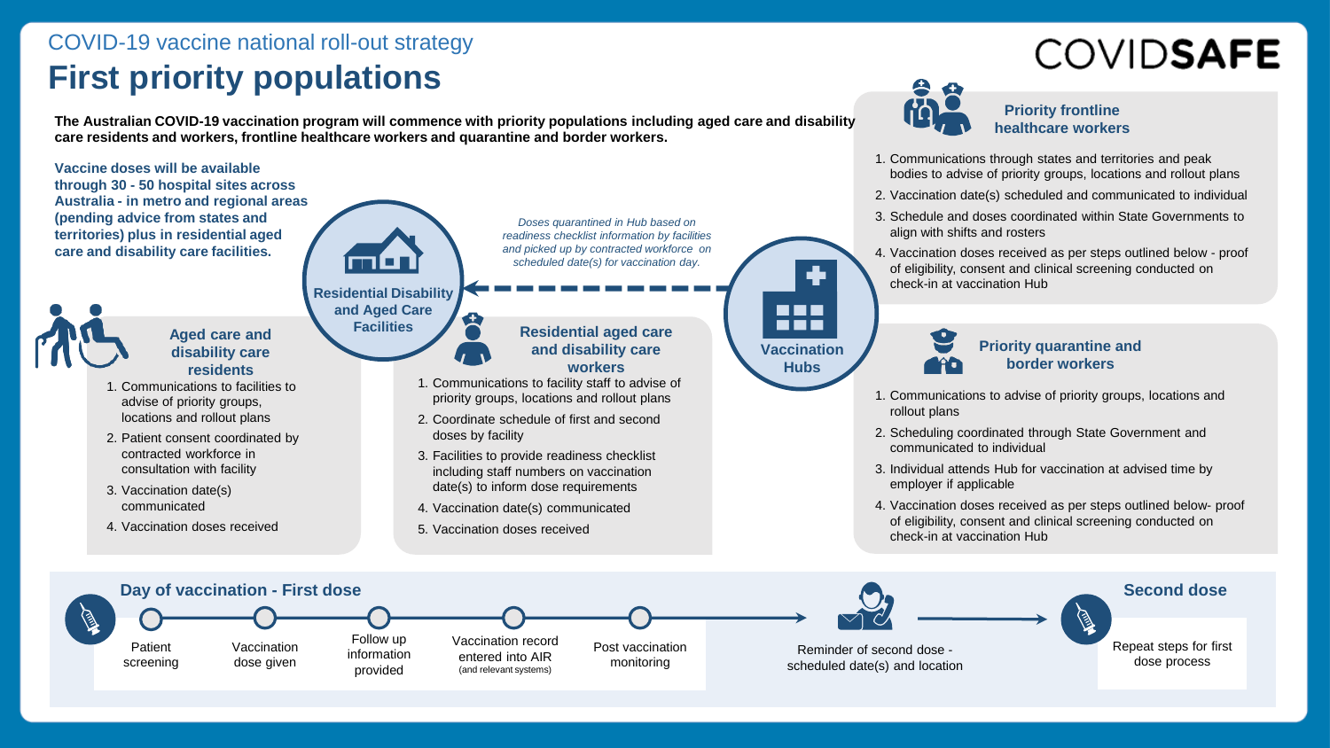COVID-19 vaccine national roll-out strategy

# First priority populations

COVIDSAFE

**The Australian COVID-19 vaccination program will commence with priority populations including aged care and disability care residents and workers, frontline healthcare workers and quarantine and border workers.**

**Vaccine doses will be available through 30 - 50 hospital sites across Australia - in metro and regional areas (pending advice from states and territories) plus in residential aged care and disability care facilities.**

**Residential Disability and Aged Care Facilities**

*Doses quarantined in Hub based on readiness checklist information by facilities and picked up by contracted workforce on scheduled date(s) for vaccination day.*

**Vaccination Hubs**

### Aged care and disability care residents

1. Communications to facilities to advise of priority groups, locations and rollout plans
2. Patient consent coordinated by contracted workforce in consultation with facility
3. Vaccination date(s) communicated
4. Vaccination doses received

### Residential aged care and disability care workers

1. Communications to facility staff to advise of priority groups, locations and rollout plans
2. Coordinate schedule of first and second doses by facility
3. Facilities to provide readiness checklist including staff numbers on vaccination date(s) to inform dose requirements
4. Vaccination date(s) communicated
5. Vaccination doses received

### Priority frontline healthcare workers

1. Communications through states and territories and peak bodies to advise of priority groups, locations and rollout plans
2. Vaccination date(s) scheduled and communicated to individual
3. Schedule and doses coordinated within State Governments to align with shifts and rosters
4. Vaccination doses received as per steps outlined below - proof of eligibility, consent and clinical screening conducted on check-in at vaccination Hub

### Priority quarantine and border workers

1. Communications to advise of priority groups, locations and rollout plans
2. Scheduling coordinated through State Government and communicated to individual
3. Individual attends Hub for vaccination at advised time by employer if applicable
4. Vaccination doses received as per steps outlined below- proof of eligibility, consent and clinical screening conducted on check-in at vaccination Hub

### Day of vaccination - First dose

Patient screening → Vaccination dose given → Follow up information provided → Vaccination record entered into AIR (and relevant systems) → Post vaccination monitoring → Reminder of second dose - scheduled date(s) and location

### Second dose

Repeat steps for first dose process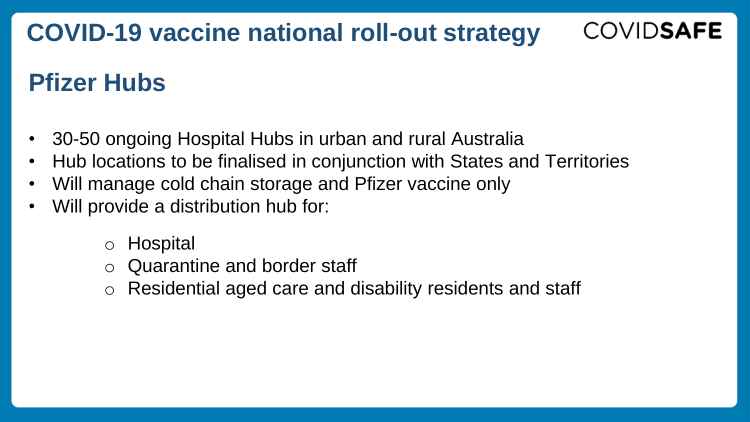# COVID-19 vaccine national roll-out strategy

COVIDSAFE

## Pfizer Hubs

- 30-50 ongoing Hospital Hubs in urban and rural Australia
- Hub locations to be finalised in conjunction with States and Territories
- Will manage cold chain storage and Pfizer vaccine only
- Will provide a distribution hub for:
  - Hospital
  - Quarantine and border staff
  - Residential aged care and disability residents and staff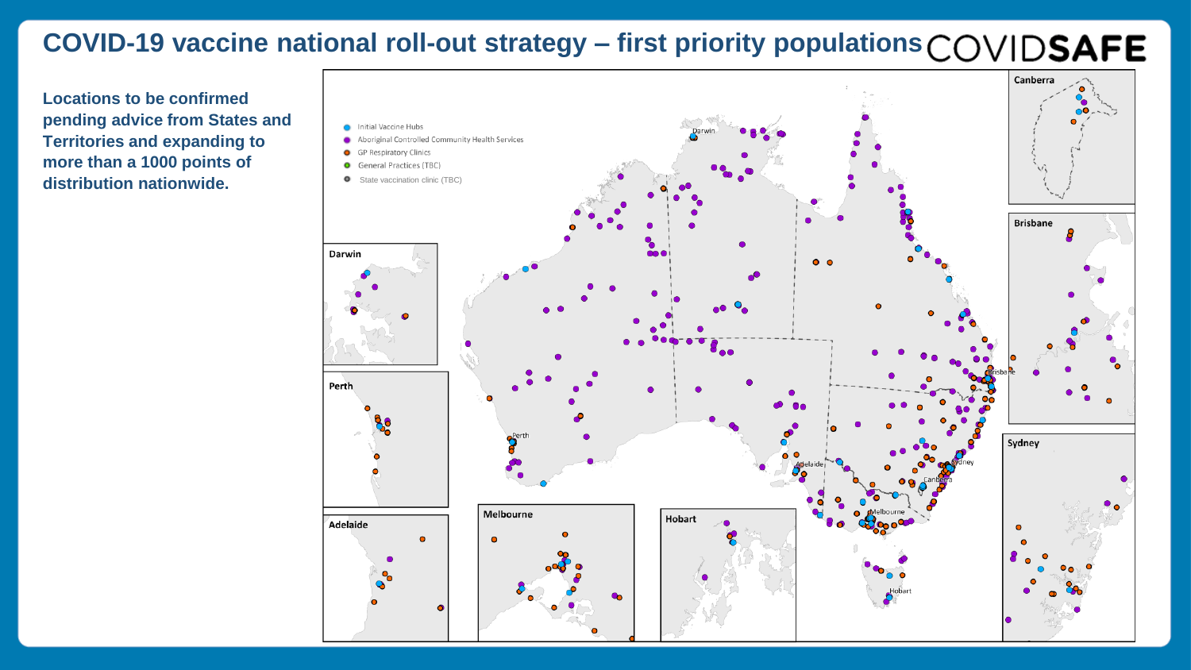# COVID-19 vaccine national roll-out strategy – first priority populations

COVIDSAFE

**Locations to be confirmed pending advice from States and Territories and expanding to more than a 1000 points of distribution nationwide.**

Initial Vaccine Hubs

Aboriginal Controlled Community Health Services

GP Respiratory Clinics

General Practices (TBC)

State vaccination clinic (TBC)

Darwin

Perth

Adelaide

Melbourne

Hobart

Canberra

Brisbane

Sydney